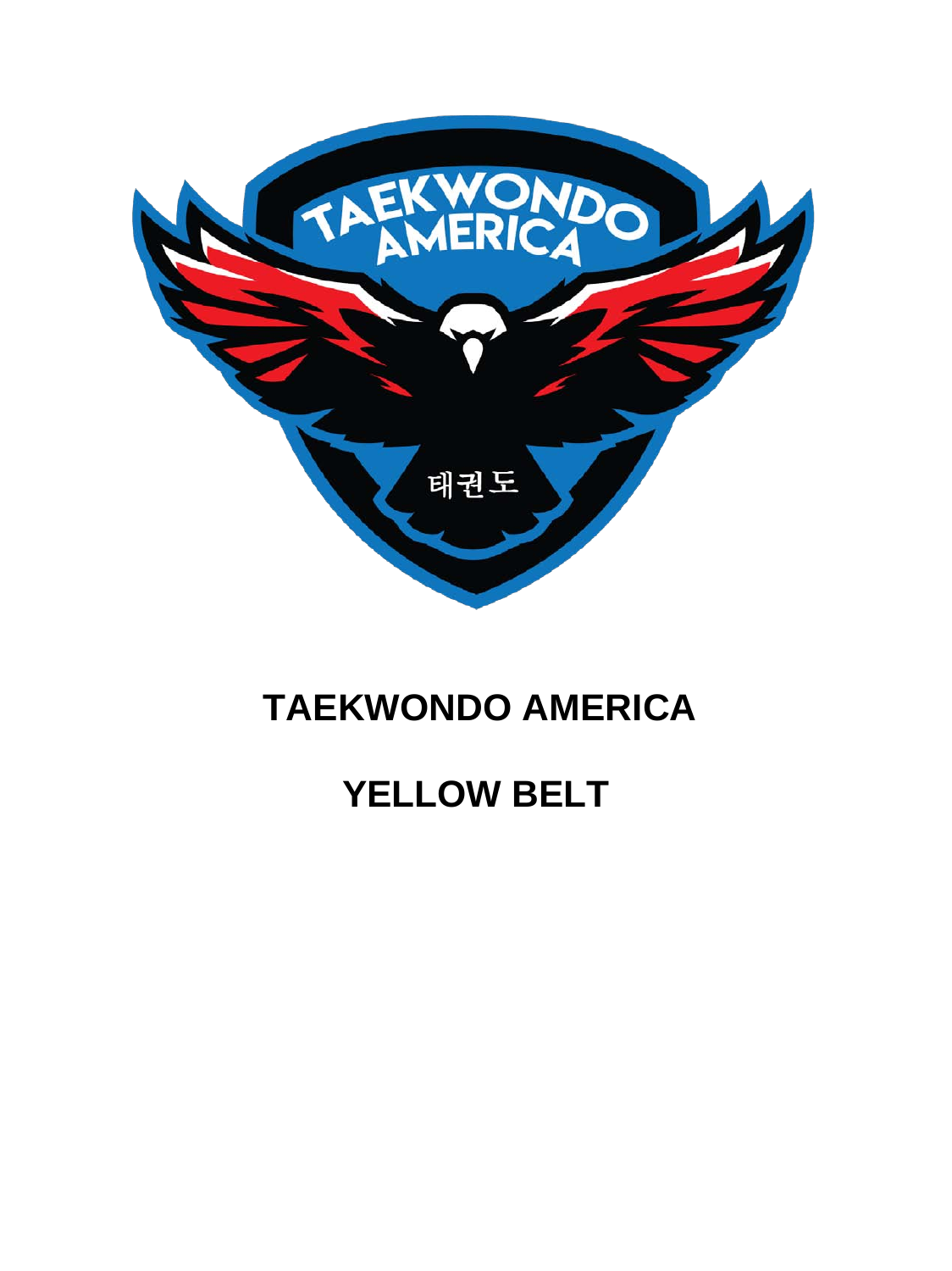# TAEKWONDO AMERICA

# YELLOW BELT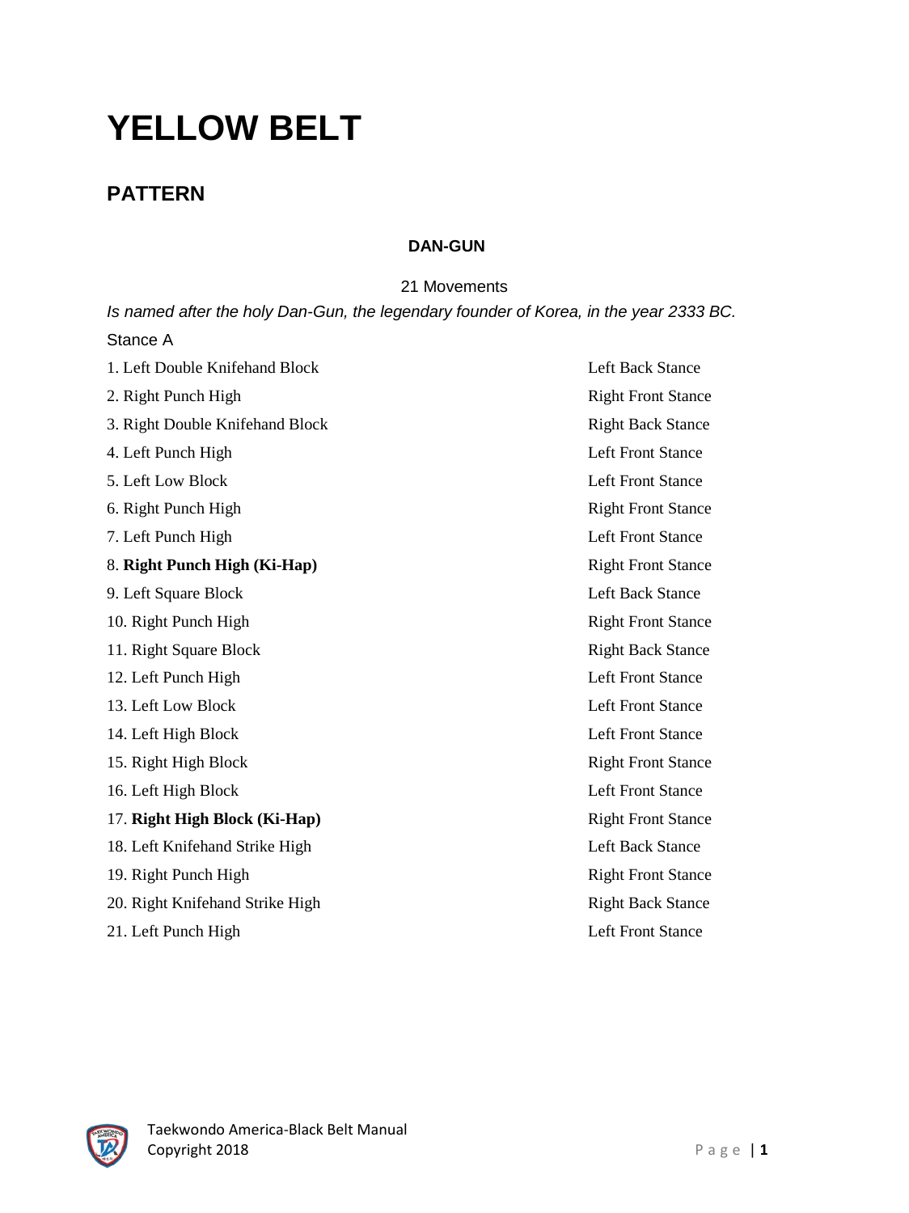# YELLOW BELT

## PATTERN

### DAN-GUN

21 Movements

*Is named after the holy Dan-Gun, the legendary founder of Korea, in the year 2333 BC.*

Stance A

| Movement | Stance |
|---|---|
| 1. Left Double Knifehand Block | Left Back Stance |
| 2. Right Punch High | Right Front Stance |
| 3. Right Double Knifehand Block | Right Back Stance |
| 4. Left Punch High | Left Front Stance |
| 5. Left Low Block | Left Front Stance |
| 6. Right Punch High | Right Front Stance |
| 7. Left Punch High | Left Front Stance |
| 8. **Right Punch High (Ki-Hap)** | Right Front Stance |
| 9. Left Square Block | Left Back Stance |
| 10. Right Punch High | Right Front Stance |
| 11. Right Square Block | Right Back Stance |
| 12. Left Punch High | Left Front Stance |
| 13. Left Low Block | Left Front Stance |
| 14. Left High Block | Left Front Stance |
| 15. Right High Block | Right Front Stance |
| 16. Left High Block | Left Front Stance |
| 17. **Right High Block (Ki-Hap)** | Right Front Stance |
| 18. Left Knifehand Strike High | Left Back Stance |
| 19. Right Punch High | Right Front Stance |
| 20. Right Knifehand Strike High | Right Back Stance |
| 21. Left Punch High | Left Front Stance |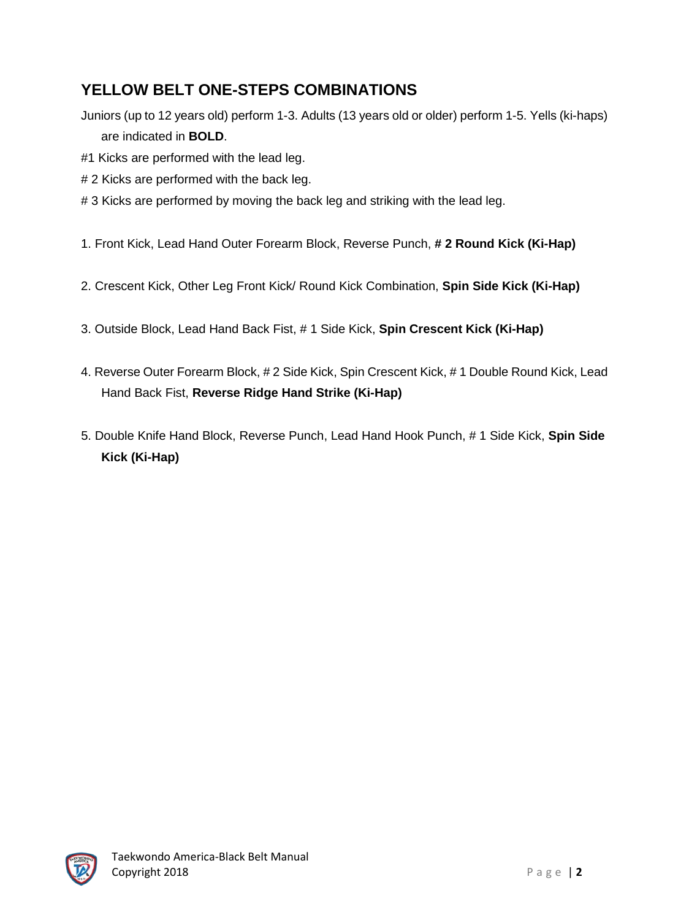## YELLOW BELT ONE-STEPS COMBINATIONS

Juniors (up to 12 years old) perform 1-3. Adults (13 years old or older) perform 1-5. Yells (ki-haps) are indicated in **BOLD**.

#1 Kicks are performed with the lead leg.

# 2 Kicks are performed with the back leg.

# 3 Kicks are performed by moving the back leg and striking with the lead leg.

1. Front Kick, Lead Hand Outer Forearm Block, Reverse Punch, **# 2 Round Kick (Ki-Hap)**

2. Crescent Kick, Other Leg Front Kick/ Round Kick Combination, **Spin Side Kick (Ki-Hap)**

3. Outside Block, Lead Hand Back Fist, # 1 Side Kick, **Spin Crescent Kick (Ki-Hap)**

4. Reverse Outer Forearm Block, # 2 Side Kick, Spin Crescent Kick, # 1 Double Round Kick, Lead Hand Back Fist, **Reverse Ridge Hand Strike (Ki-Hap)**

5. Double Knife Hand Block, Reverse Punch, Lead Hand Hook Punch, # 1 Side Kick, **Spin Side Kick (Ki-Hap)**